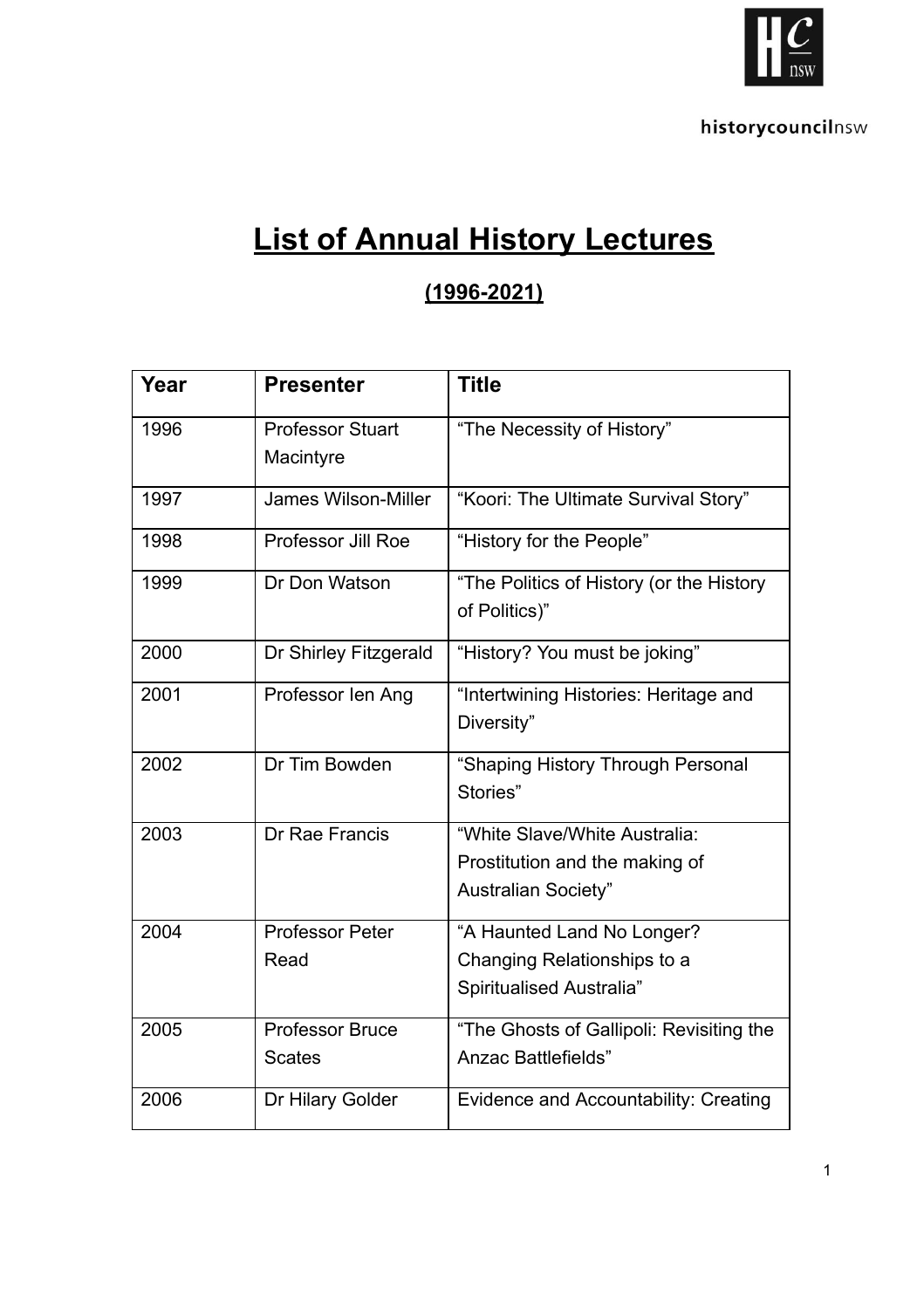historycouncilnsw

# List of Annual History Lectures

## (1996-2021)

| Year | Presenter | Title |
|---|---|---|
| 1996 | Professor Stuart Macintyre | “The Necessity of History” |
| 1997 | James Wilson-Miller | “Koori: The Ultimate Survival Story” |
| 1998 | Professor Jill Roe | “History for the People” |
| 1999 | Dr Don Watson | “The Politics of History (or the History of Politics)” |
| 2000 | Dr Shirley Fitzgerald | “History? You must be joking” |
| 2001 | Professor Ien Ang | “Intertwining Histories: Heritage and Diversity” |
| 2002 | Dr Tim Bowden | “Shaping History Through Personal Stories” |
| 2003 | Dr Rae Francis | “White Slave/White Australia: Prostitution and the making of Australian Society” |
| 2004 | Professor Peter Read | “A Haunted Land No Longer? Changing Relationships to a Spiritualised Australia” |
| 2005 | Professor Bruce Scates | “The Ghosts of Gallipoli: Revisiting the Anzac Battlefields” |
| 2006 | Dr Hilary Golder | Evidence and Accountability: Creating |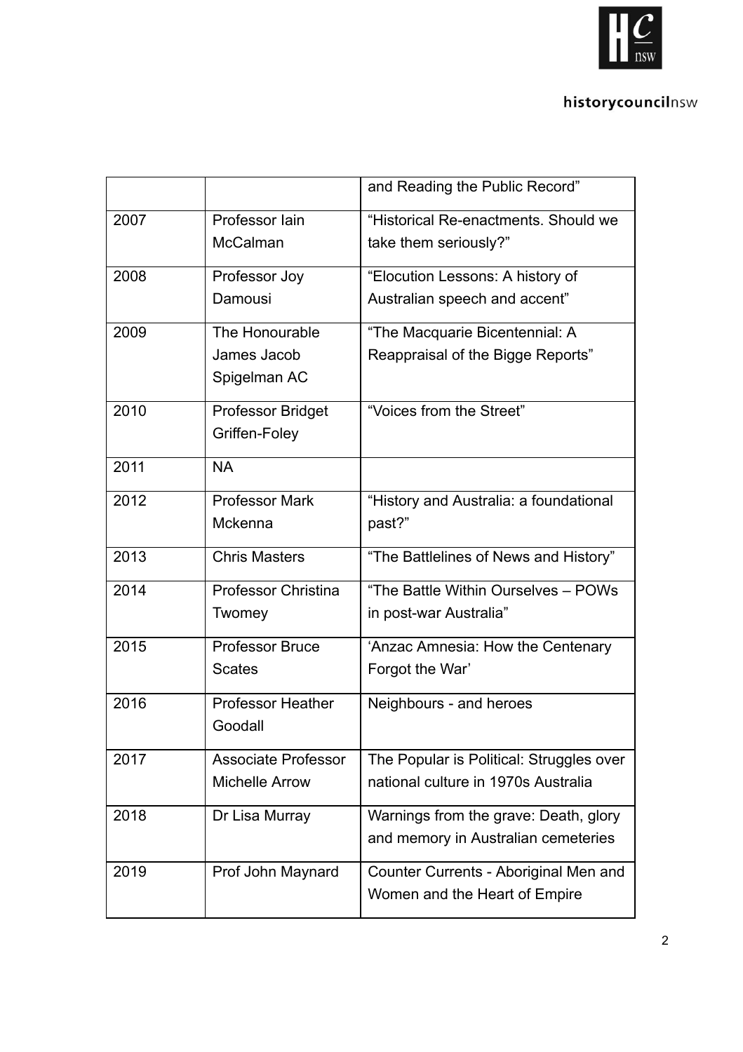| | | and Reading the Public Record” |
|---|---|---|
| 2007 | Professor Iain McCalman | “Historical Re-enactments. Should we take them seriously?” |
| 2008 | Professor Joy Damousi | “Elocution Lessons: A history of Australian speech and accent” |
| 2009 | The Honourable James Jacob Spigelman AC | “The Macquarie Bicentennial: A Reappraisal of the Bigge Reports” |
| 2010 | Professor Bridget Griffen-Foley | “Voices from the Street” |
| 2011 | NA | |
| 2012 | Professor Mark Mckenna | “History and Australia: a foundational past?” |
| 2013 | Chris Masters | “The Battlelines of News and History” |
| 2014 | Professor Christina Twomey | “The Battle Within Ourselves – POWs in post-war Australia” |
| 2015 | Professor Bruce Scates | ‘Anzac Amnesia: How the Centenary Forgot the War’ |
| 2016 | Professor Heather Goodall | Neighbours - and heroes |
| 2017 | Associate Professor Michelle Arrow | The Popular is Political: Struggles over national culture in 1970s Australia |
| 2018 | Dr Lisa Murray | Warnings from the grave: Death, glory and memory in Australian cemeteries |
| 2019 | Prof John Maynard | Counter Currents - Aboriginal Men and Women and the Heart of Empire |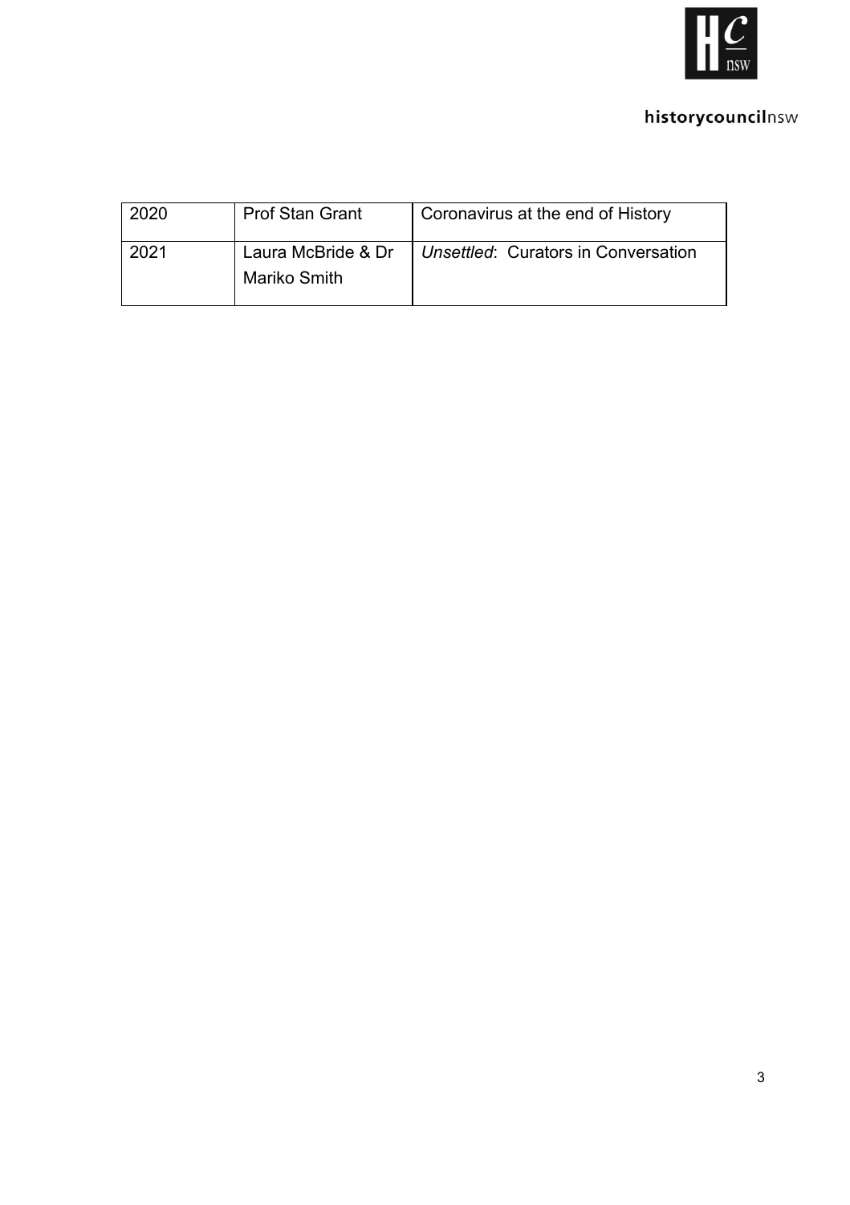| | | |
|---|---|---|
| 2020 | Prof Stan Grant | Coronavirus at the end of History |
| 2021 | Laura McBride & Dr Mariko Smith | *Unsettled*: Curators in Conversation |